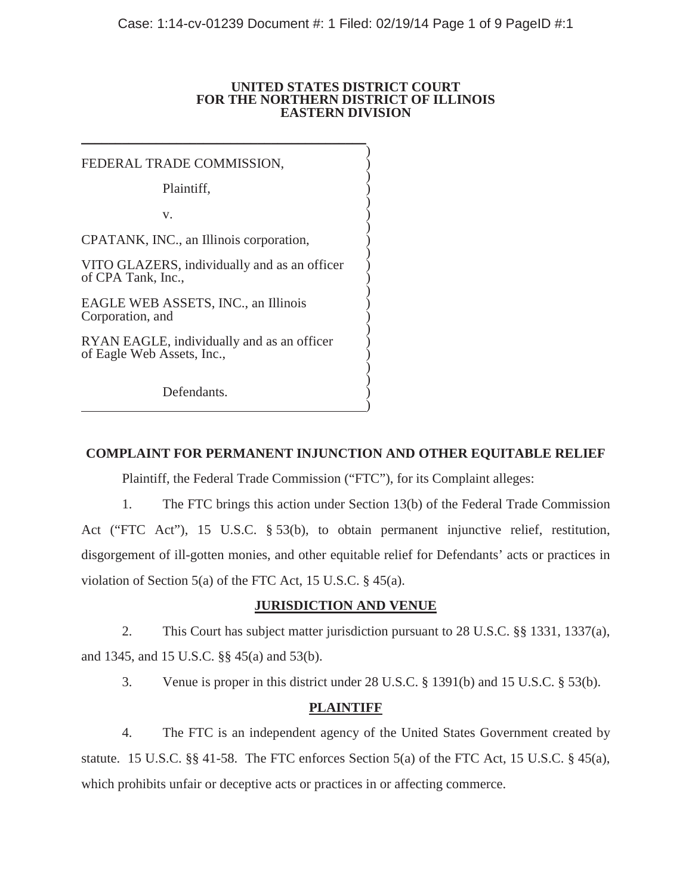**UNITED STATES DISTRICT COURT**
**FOR THE NORTHERN DISTRICT OF ILLINOIS**
**EASTERN DIVISION**

FEDERAL TRADE COMMISSION,

Plaintiff,

v.

CPATANK, INC., an Illinois corporation,

VITO GLAZERS, individually and as an officer of CPA Tank, Inc.,

EAGLE WEB ASSETS, INC., an Illinois Corporation, and

RYAN EAGLE, individually and as an officer of Eagle Web Assets, Inc.,

Defendants.

## COMPLAINT FOR PERMANENT INJUNCTION AND OTHER EQUITABLE RELIEF

Plaintiff, the Federal Trade Commission ("FTC"), for its Complaint alleges:

1. The FTC brings this action under Section 13(b) of the Federal Trade Commission Act ("FTC Act"), 15 U.S.C. § 53(b), to obtain permanent injunctive relief, restitution, disgorgement of ill-gotten monies, and other equitable relief for Defendants' acts or practices in violation of Section 5(a) of the FTC Act, 15 U.S.C. § 45(a).

### JURISDICTION AND VENUE

2. This Court has subject matter jurisdiction pursuant to 28 U.S.C. §§ 1331, 1337(a), and 1345, and 15 U.S.C. §§ 45(a) and 53(b).

3. Venue is proper in this district under 28 U.S.C. § 1391(b) and 15 U.S.C. § 53(b).

### PLAINTIFF

4. The FTC is an independent agency of the United States Government created by statute. 15 U.S.C. §§ 41-58. The FTC enforces Section 5(a) of the FTC Act, 15 U.S.C. § 45(a), which prohibits unfair or deceptive acts or practices in or affecting commerce.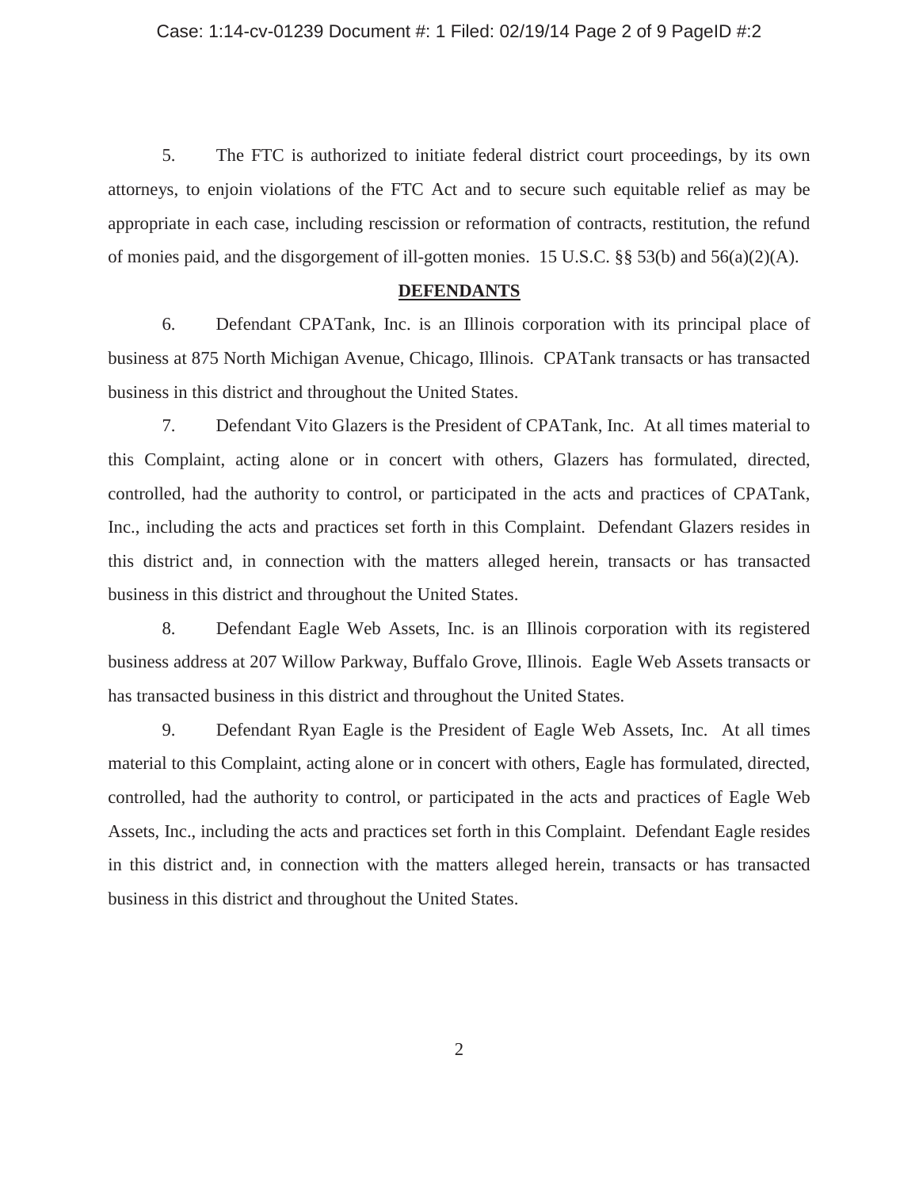5. The FTC is authorized to initiate federal district court proceedings, by its own attorneys, to enjoin violations of the FTC Act and to secure such equitable relief as may be appropriate in each case, including rescission or reformation of contracts, restitution, the refund of monies paid, and the disgorgement of ill-gotten monies. 15 U.S.C. §§ 53(b) and 56(a)(2)(A).

## DEFENDANTS

6. Defendant CPATank, Inc. is an Illinois corporation with its principal place of business at 875 North Michigan Avenue, Chicago, Illinois. CPATank transacts or has transacted business in this district and throughout the United States.

7. Defendant Vito Glazers is the President of CPATank, Inc. At all times material to this Complaint, acting alone or in concert with others, Glazers has formulated, directed, controlled, had the authority to control, or participated in the acts and practices of CPATank, Inc., including the acts and practices set forth in this Complaint. Defendant Glazers resides in this district and, in connection with the matters alleged herein, transacts or has transacted business in this district and throughout the United States.

8. Defendant Eagle Web Assets, Inc. is an Illinois corporation with its registered business address at 207 Willow Parkway, Buffalo Grove, Illinois. Eagle Web Assets transacts or has transacted business in this district and throughout the United States.

9. Defendant Ryan Eagle is the President of Eagle Web Assets, Inc. At all times material to this Complaint, acting alone or in concert with others, Eagle has formulated, directed, controlled, had the authority to control, or participated in the acts and practices of Eagle Web Assets, Inc., including the acts and practices set forth in this Complaint. Defendant Eagle resides in this district and, in connection with the matters alleged herein, transacts or has transacted business in this district and throughout the United States.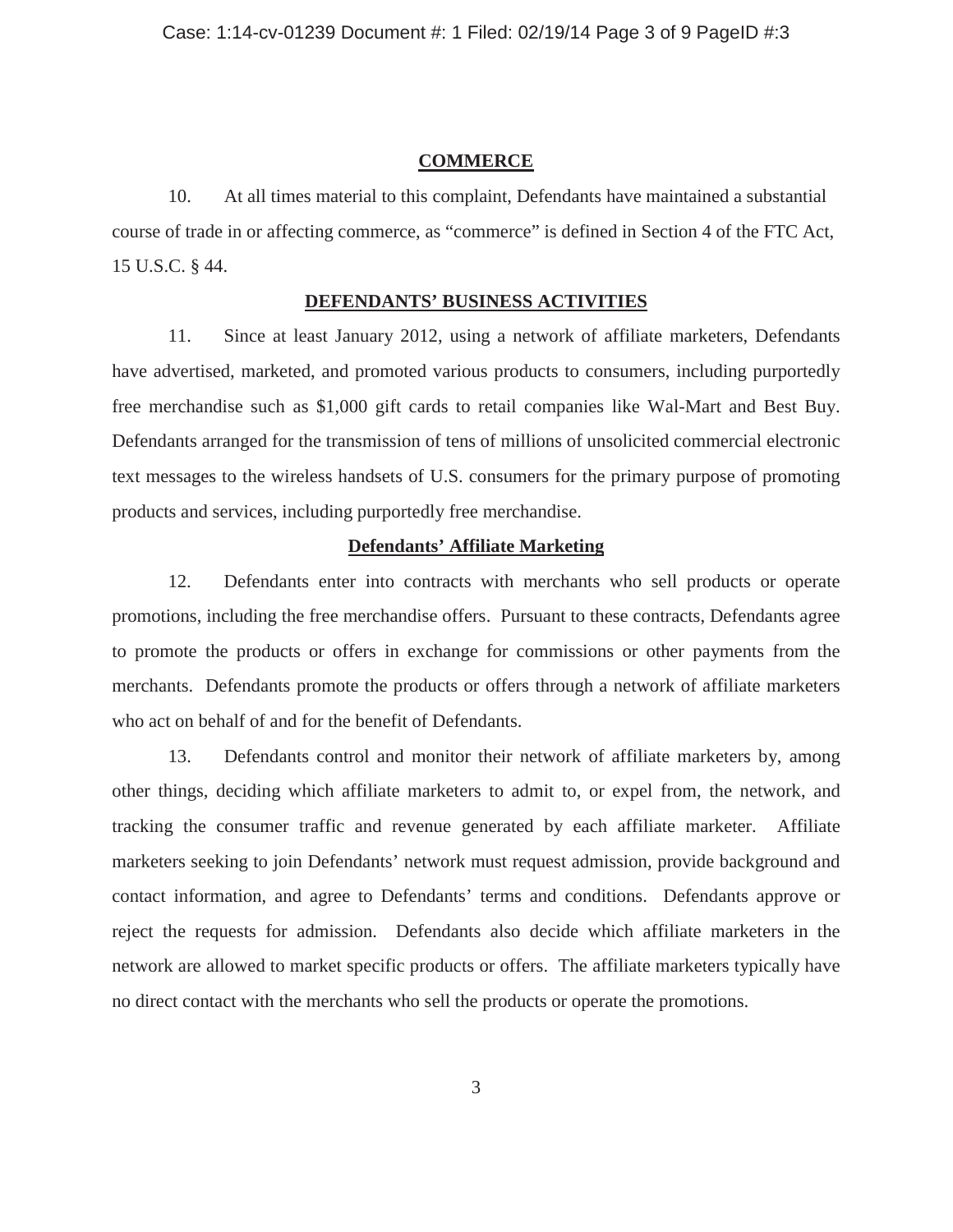## COMMERCE

10. At all times material to this complaint, Defendants have maintained a substantial course of trade in or affecting commerce, as "commerce" is defined in Section 4 of the FTC Act, 15 U.S.C. § 44.

## DEFENDANTS' BUSINESS ACTIVITIES

11. Since at least January 2012, using a network of affiliate marketers, Defendants have advertised, marketed, and promoted various products to consumers, including purportedly free merchandise such as $1,000 gift cards to retail companies like Wal-Mart and Best Buy. Defendants arranged for the transmission of tens of millions of unsolicited commercial electronic text messages to the wireless handsets of U.S. consumers for the primary purpose of promoting products and services, including purportedly free merchandise.

### Defendants' Affiliate Marketing

12. Defendants enter into contracts with merchants who sell products or operate promotions, including the free merchandise offers. Pursuant to these contracts, Defendants agree to promote the products or offers in exchange for commissions or other payments from the merchants. Defendants promote the products or offers through a network of affiliate marketers who act on behalf of and for the benefit of Defendants.

13. Defendants control and monitor their network of affiliate marketers by, among other things, deciding which affiliate marketers to admit to, or expel from, the network, and tracking the consumer traffic and revenue generated by each affiliate marketer. Affiliate marketers seeking to join Defendants' network must request admission, provide background and contact information, and agree to Defendants' terms and conditions. Defendants approve or reject the requests for admission. Defendants also decide which affiliate marketers in the network are allowed to market specific products or offers. The affiliate marketers typically have no direct contact with the merchants who sell the products or operate the promotions.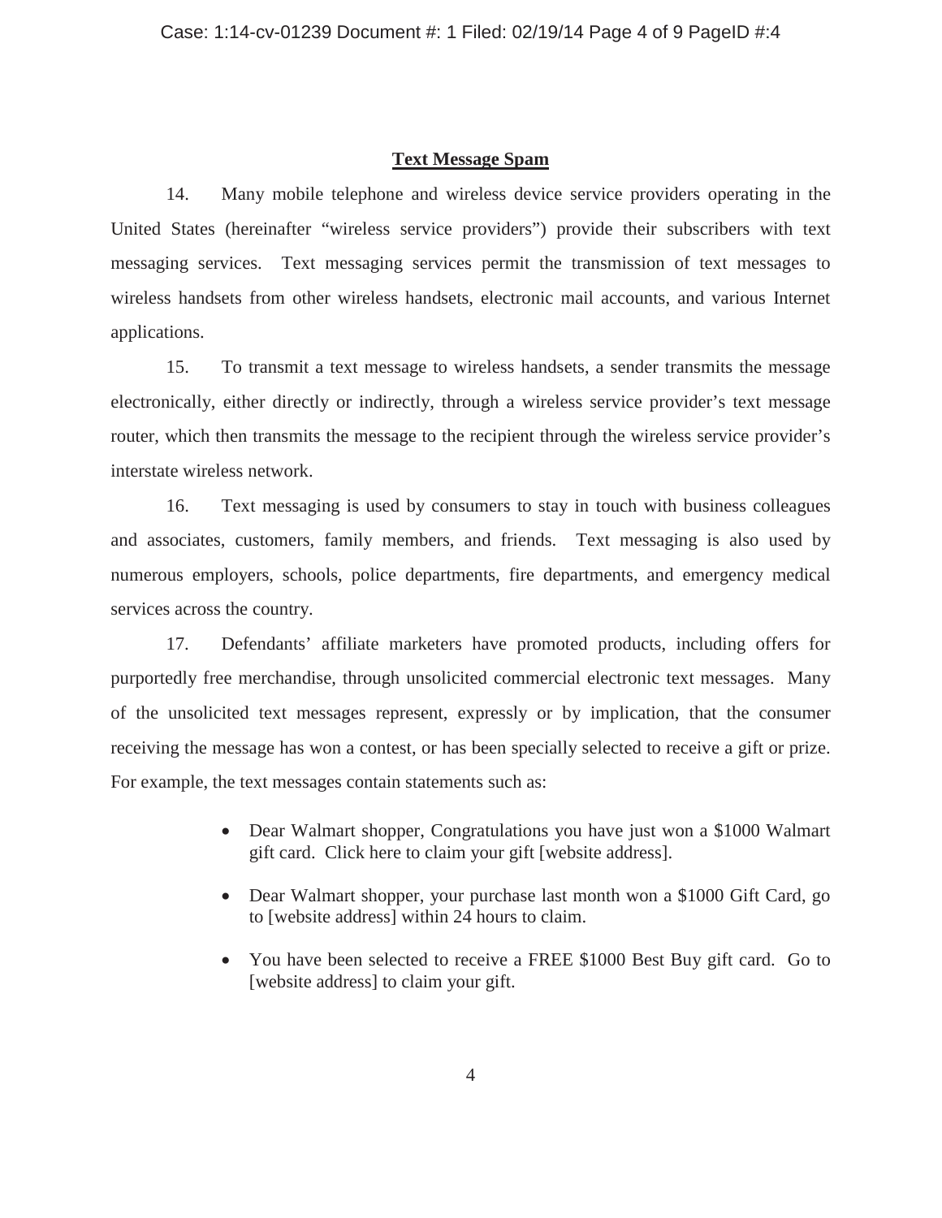## Text Message Spam

14. Many mobile telephone and wireless device service providers operating in the United States (hereinafter "wireless service providers") provide their subscribers with text messaging services. Text messaging services permit the transmission of text messages to wireless handsets from other wireless handsets, electronic mail accounts, and various Internet applications.

15. To transmit a text message to wireless handsets, a sender transmits the message electronically, either directly or indirectly, through a wireless service provider's text message router, which then transmits the message to the recipient through the wireless service provider's interstate wireless network.

16. Text messaging is used by consumers to stay in touch with business colleagues and associates, customers, family members, and friends. Text messaging is also used by numerous employers, schools, police departments, fire departments, and emergency medical services across the country.

17. Defendants' affiliate marketers have promoted products, including offers for purportedly free merchandise, through unsolicited commercial electronic text messages. Many of the unsolicited text messages represent, expressly or by implication, that the consumer receiving the message has won a contest, or has been specially selected to receive a gift or prize. For example, the text messages contain statements such as:

- Dear Walmart shopper, Congratulations you have just won a $1000 Walmart gift card. Click here to claim your gift [website address].
- Dear Walmart shopper, your purchase last month won a $1000 Gift Card, go to [website address] within 24 hours to claim.
- You have been selected to receive a FREE $1000 Best Buy gift card. Go to [website address] to claim your gift.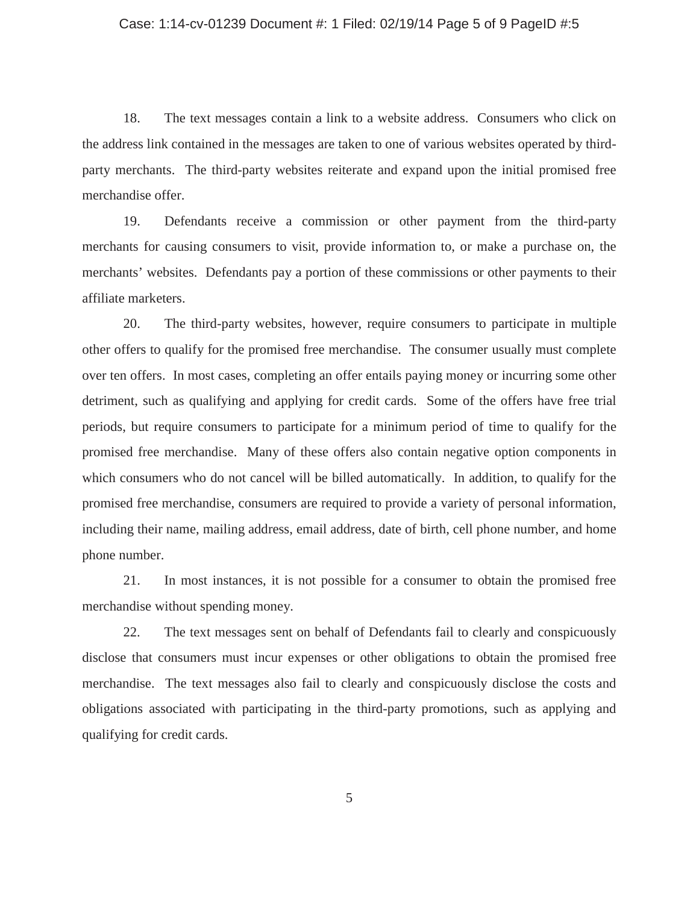18. The text messages contain a link to a website address. Consumers who click on the address link contained in the messages are taken to one of various websites operated by third-party merchants. The third-party websites reiterate and expand upon the initial promised free merchandise offer.

19. Defendants receive a commission or other payment from the third-party merchants for causing consumers to visit, provide information to, or make a purchase on, the merchants' websites. Defendants pay a portion of these commissions or other payments to their affiliate marketers.

20. The third-party websites, however, require consumers to participate in multiple other offers to qualify for the promised free merchandise. The consumer usually must complete over ten offers. In most cases, completing an offer entails paying money or incurring some other detriment, such as qualifying and applying for credit cards. Some of the offers have free trial periods, but require consumers to participate for a minimum period of time to qualify for the promised free merchandise. Many of these offers also contain negative option components in which consumers who do not cancel will be billed automatically. In addition, to qualify for the promised free merchandise, consumers are required to provide a variety of personal information, including their name, mailing address, email address, date of birth, cell phone number, and home phone number.

21. In most instances, it is not possible for a consumer to obtain the promised free merchandise without spending money.

22. The text messages sent on behalf of Defendants fail to clearly and conspicuously disclose that consumers must incur expenses or other obligations to obtain the promised free merchandise. The text messages also fail to clearly and conspicuously disclose the costs and obligations associated with participating in the third-party promotions, such as applying and qualifying for credit cards.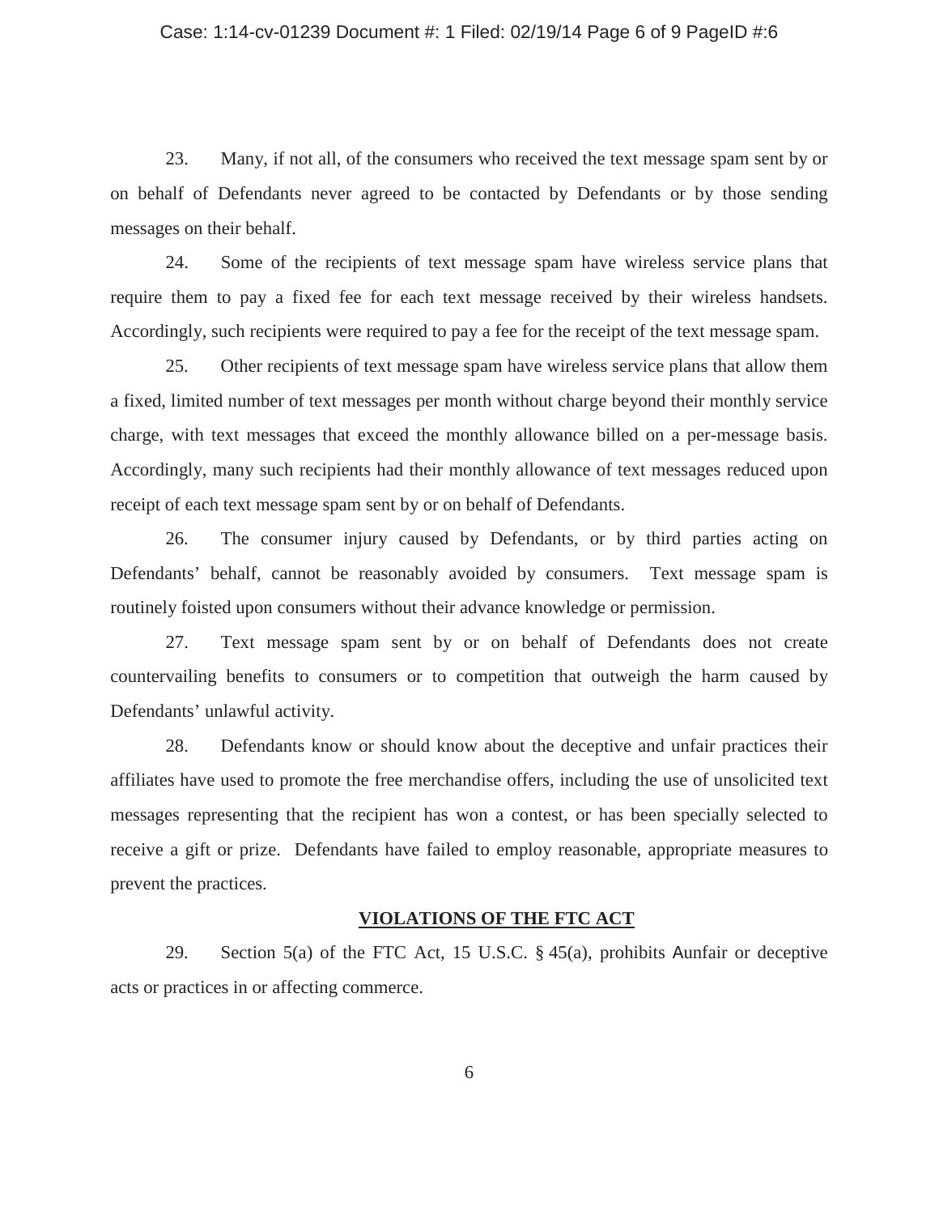23. Many, if not all, of the consumers who received the text message spam sent by or on behalf of Defendants never agreed to be contacted by Defendants or by those sending messages on their behalf.

24. Some of the recipients of text message spam have wireless service plans that require them to pay a fixed fee for each text message received by their wireless handsets. Accordingly, such recipients were required to pay a fee for the receipt of the text message spam.

25. Other recipients of text message spam have wireless service plans that allow them a fixed, limited number of text messages per month without charge beyond their monthly service charge, with text messages that exceed the monthly allowance billed on a per-message basis. Accordingly, many such recipients had their monthly allowance of text messages reduced upon receipt of each text message spam sent by or on behalf of Defendants.

26. The consumer injury caused by Defendants, or by third parties acting on Defendants' behalf, cannot be reasonably avoided by consumers. Text message spam is routinely foisted upon consumers without their advance knowledge or permission.

27. Text message spam sent by or on behalf of Defendants does not create countervailing benefits to consumers or to competition that outweigh the harm caused by Defendants' unlawful activity.

28. Defendants know or should know about the deceptive and unfair practices their affiliates have used to promote the free merchandise offers, including the use of unsolicited text messages representing that the recipient has won a contest, or has been specially selected to receive a gift or prize. Defendants have failed to employ reasonable, appropriate measures to prevent the practices.

## VIOLATIONS OF THE FTC ACT

29. Section 5(a) of the FTC Act, 15 U.S.C. § 45(a), prohibits Aunfair or deceptive acts or practices in or affecting commerce.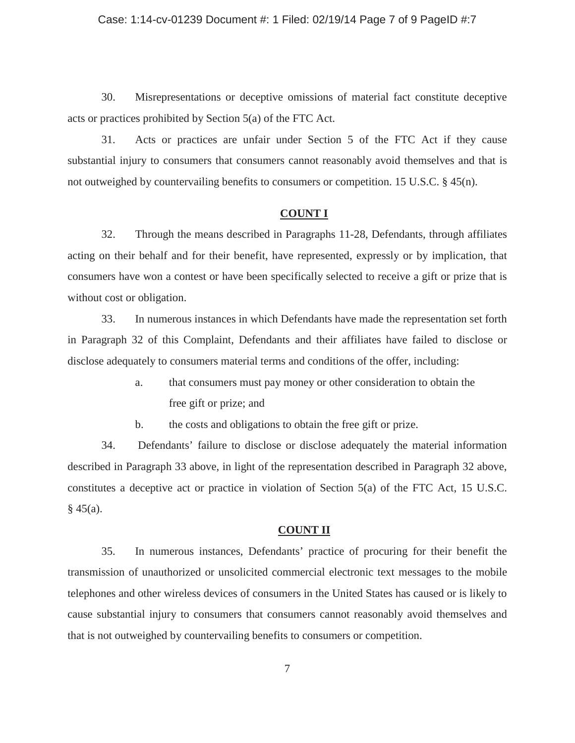30. Misrepresentations or deceptive omissions of material fact constitute deceptive acts or practices prohibited by Section 5(a) of the FTC Act.

31. Acts or practices are unfair under Section 5 of the FTC Act if they cause substantial injury to consumers that consumers cannot reasonably avoid themselves and that is not outweighed by countervailing benefits to consumers or competition. 15 U.S.C. § 45(n).

## COUNT I

32. Through the means described in Paragraphs 11-28, Defendants, through affiliates acting on their behalf and for their benefit, have represented, expressly or by implication, that consumers have won a contest or have been specifically selected to receive a gift or prize that is without cost or obligation.

33. In numerous instances in which Defendants have made the representation set forth in Paragraph 32 of this Complaint, Defendants and their affiliates have failed to disclose or disclose adequately to consumers material terms and conditions of the offer, including:

a. that consumers must pay money or other consideration to obtain the free gift or prize; and

b. the costs and obligations to obtain the free gift or prize.

34. Defendants' failure to disclose or disclose adequately the material information described in Paragraph 33 above, in light of the representation described in Paragraph 32 above, constitutes a deceptive act or practice in violation of Section 5(a) of the FTC Act, 15 U.S.C. § 45(a).

## COUNT II

35. In numerous instances, Defendants' practice of procuring for their benefit the transmission of unauthorized or unsolicited commercial electronic text messages to the mobile telephones and other wireless devices of consumers in the United States has caused or is likely to cause substantial injury to consumers that consumers cannot reasonably avoid themselves and that is not outweighed by countervailing benefits to consumers or competition.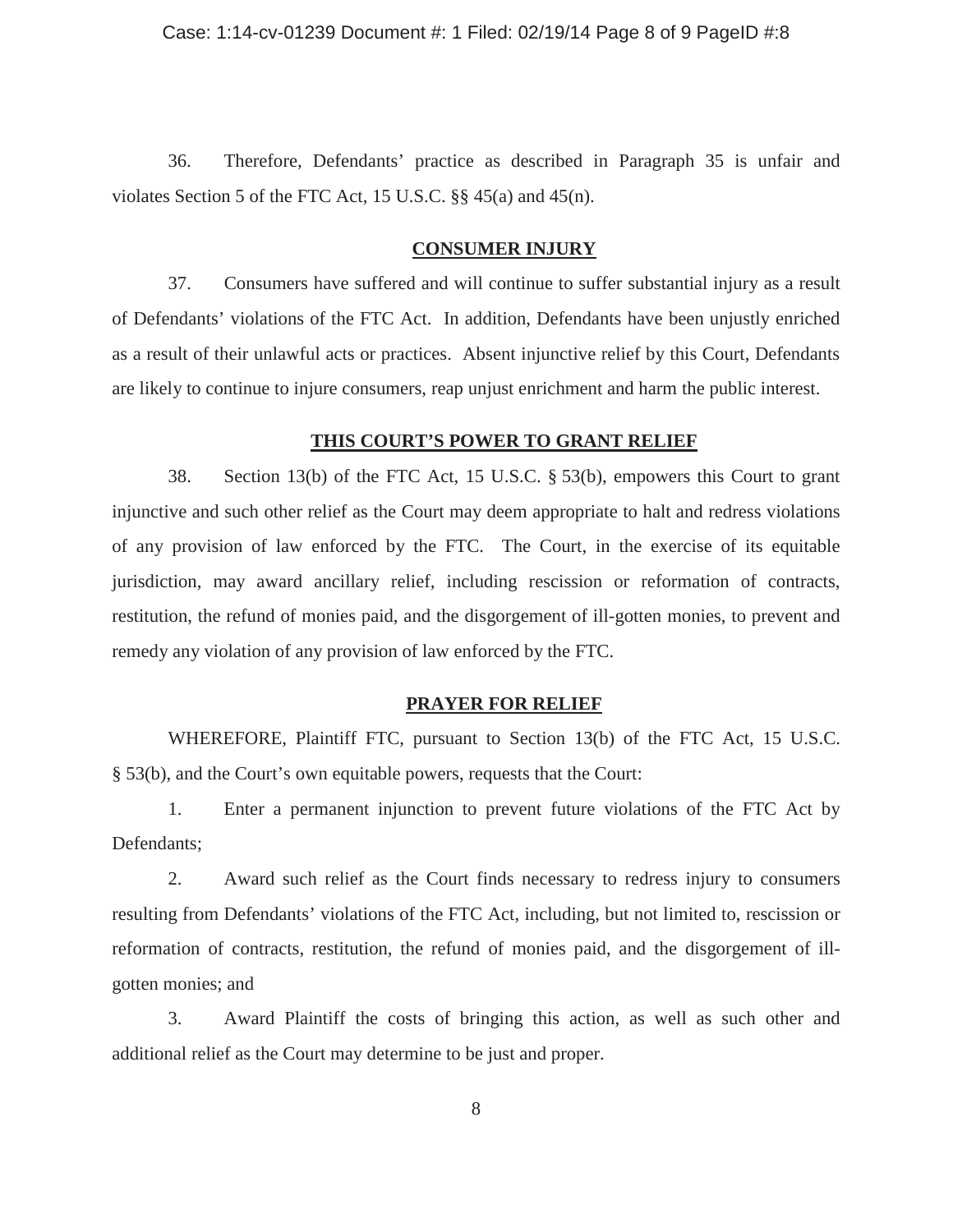36. Therefore, Defendants' practice as described in Paragraph 35 is unfair and violates Section 5 of the FTC Act, 15 U.S.C. §§ 45(a) and 45(n).

## CONSUMER INJURY

37. Consumers have suffered and will continue to suffer substantial injury as a result of Defendants' violations of the FTC Act. In addition, Defendants have been unjustly enriched as a result of their unlawful acts or practices. Absent injunctive relief by this Court, Defendants are likely to continue to injure consumers, reap unjust enrichment and harm the public interest.

## THIS COURT'S POWER TO GRANT RELIEF

38. Section 13(b) of the FTC Act, 15 U.S.C. § 53(b), empowers this Court to grant injunctive and such other relief as the Court may deem appropriate to halt and redress violations of any provision of law enforced by the FTC. The Court, in the exercise of its equitable jurisdiction, may award ancillary relief, including rescission or reformation of contracts, restitution, the refund of monies paid, and the disgorgement of ill-gotten monies, to prevent and remedy any violation of any provision of law enforced by the FTC.

## PRAYER FOR RELIEF

WHEREFORE, Plaintiff FTC, pursuant to Section 13(b) of the FTC Act, 15 U.S.C. § 53(b), and the Court's own equitable powers, requests that the Court:

1. Enter a permanent injunction to prevent future violations of the FTC Act by Defendants;

2. Award such relief as the Court finds necessary to redress injury to consumers resulting from Defendants' violations of the FTC Act, including, but not limited to, rescission or reformation of contracts, restitution, the refund of monies paid, and the disgorgement of ill-gotten monies; and

3. Award Plaintiff the costs of bringing this action, as well as such other and additional relief as the Court may determine to be just and proper.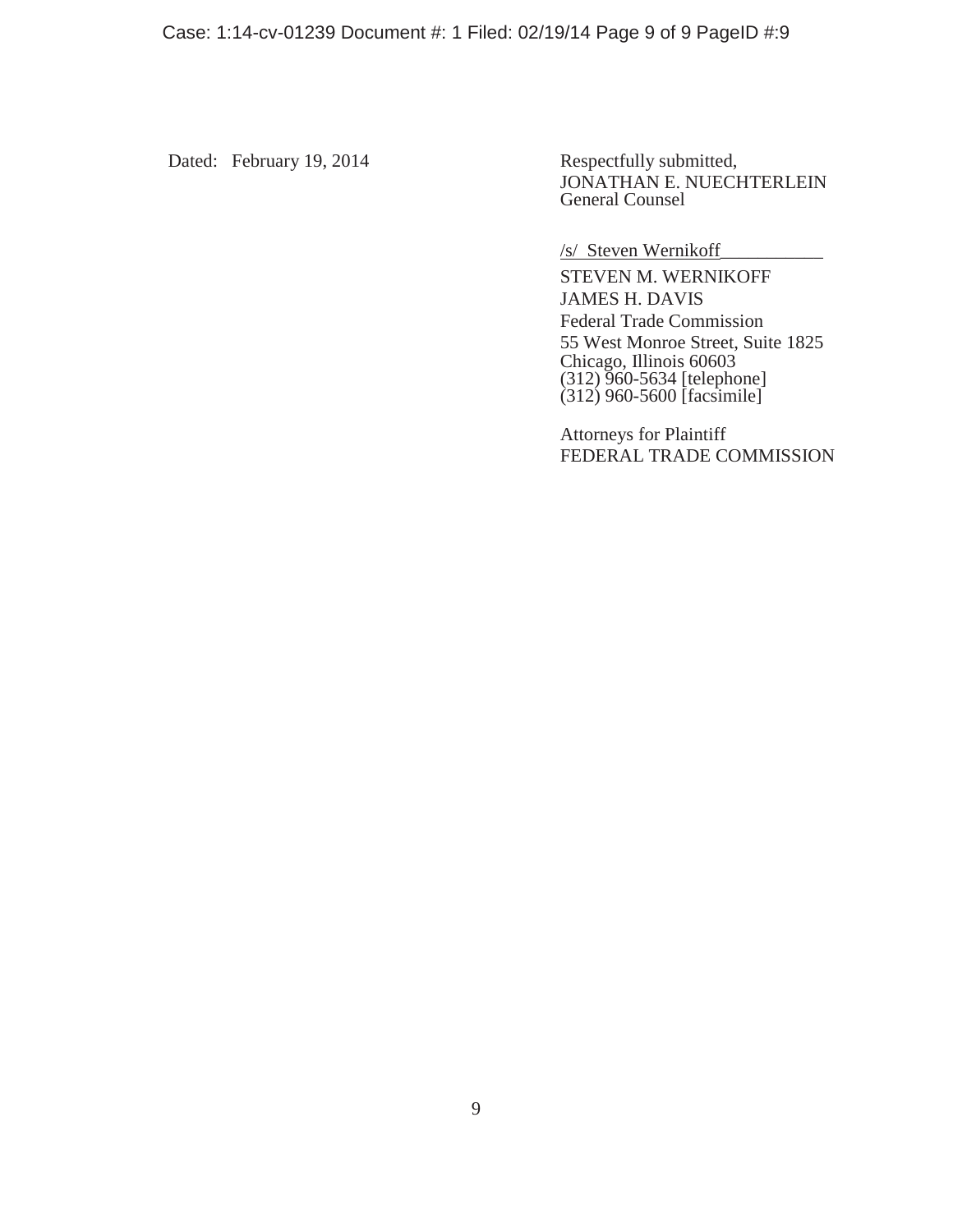Dated: February 19, 2014

Respectfully submitted,
JONATHAN E. NUECHTERLEIN
General Counsel

/s/ Steven Wernikoff

STEVEN M. WERNIKOFF
JAMES H. DAVIS
Federal Trade Commission
55 West Monroe Street, Suite 1825
Chicago, Illinois 60603
(312) 960-5634 [telephone]
(312) 960-5600 [facsimile]

Attorneys for Plaintiff
FEDERAL TRADE COMMISSION